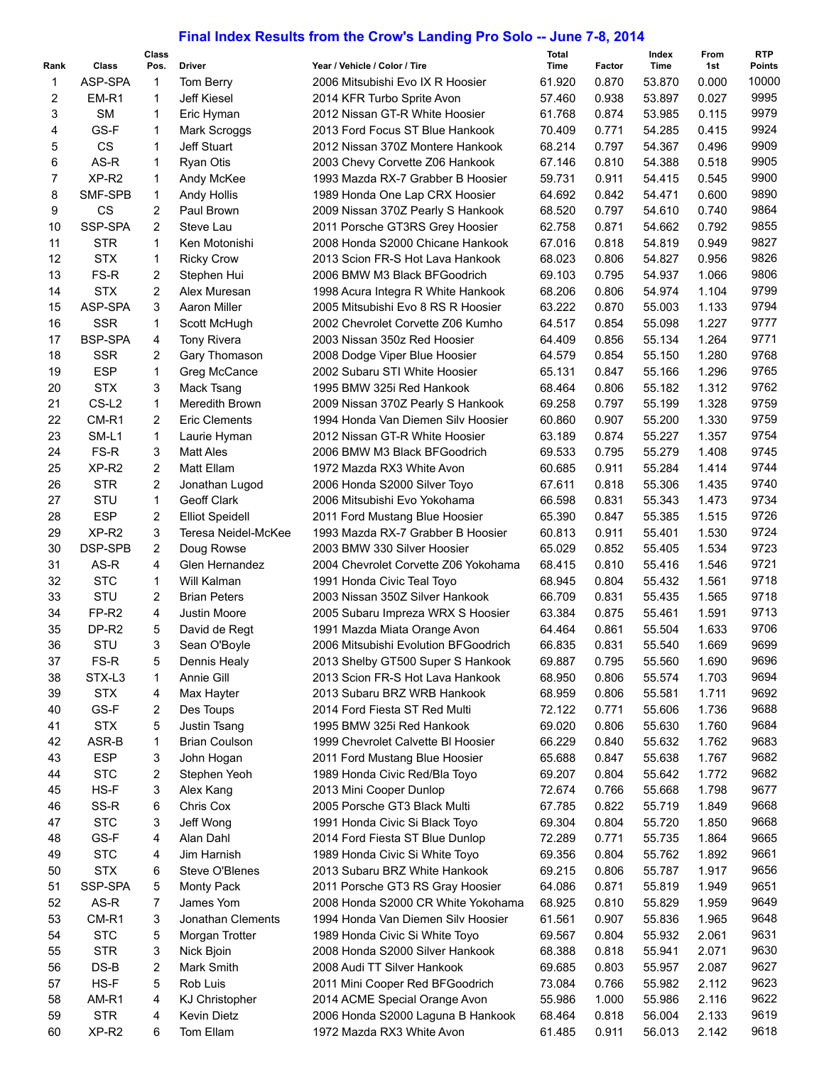# Final Index Results from the Crow's Landing Pro Solo -- June 7-8, 2014

| Rank | Class | Class Pos. | Driver | Year / Vehicle / Color / Tire | Total Time | Factor | Index Time | From 1st | RTP Points |
|---|---|---|---|---|---|---|---|---|---|
| 1 | ASP-SPA | 1 | Tom Berry | 2006 Mitsubishi Evo IX R Hoosier | 61.920 | 0.870 | 53.870 | 0.000 | 10000 |
| 2 | EM-R1 | 1 | Jeff Kiesel | 2014 KFR Turbo Sprite Avon | 57.460 | 0.938 | 53.897 | 0.027 | 9995 |
| 3 | SM | 1 | Eric Hyman | 2012 Nissan GT-R White Hoosier | 61.768 | 0.874 | 53.985 | 0.115 | 9979 |
| 4 | GS-F | 1 | Mark Scroggs | 2013 Ford Focus ST Blue Hankook | 70.409 | 0.771 | 54.285 | 0.415 | 9924 |
| 5 | CS | 1 | Jeff Stuart | 2012 Nissan 370Z Montere Hankook | 68.214 | 0.797 | 54.367 | 0.496 | 9909 |
| 6 | AS-R | 1 | Ryan Otis | 2003 Chevy Corvette Z06 Hankook | 67.146 | 0.810 | 54.388 | 0.518 | 9905 |
| 7 | XP-R2 | 1 | Andy McKee | 1993 Mazda RX-7 Grabber B Hoosier | 59.731 | 0.911 | 54.415 | 0.545 | 9900 |
| 8 | SMF-SPB | 1 | Andy Hollis | 1989 Honda One Lap CRX Hoosier | 64.692 | 0.842 | 54.471 | 0.600 | 9890 |
| 9 | CS | 2 | Paul Brown | 2009 Nissan 370Z Pearly S Hankook | 68.520 | 0.797 | 54.610 | 0.740 | 9864 |
| 10 | SSP-SPA | 2 | Steve Lau | 2011 Porsche GT3RS Grey Hoosier | 62.758 | 0.871 | 54.662 | 0.792 | 9855 |
| 11 | STR | 1 | Ken Motonishi | 2008 Honda S2000 Chicane Hankook | 67.016 | 0.818 | 54.819 | 0.949 | 9827 |
| 12 | STX | 1 | Ricky Crow | 2013 Scion FR-S Hot Lava Hankook | 68.023 | 0.806 | 54.827 | 0.956 | 9826 |
| 13 | FS-R | 2 | Stephen Hui | 2006 BMW M3 Black BFGoodrich | 69.103 | 0.795 | 54.937 | 1.066 | 9806 |
| 14 | STX | 2 | Alex Muresan | 1998 Acura Integra R White Hankook | 68.206 | 0.806 | 54.974 | 1.104 | 9799 |
| 15 | ASP-SPA | 3 | Aaron Miller | 2005 Mitsubishi Evo 8 RS R Hoosier | 63.222 | 0.870 | 55.003 | 1.133 | 9794 |
| 16 | SSR | 1 | Scott McHugh | 2002 Chevrolet Corvette Z06 Kumho | 64.517 | 0.854 | 55.098 | 1.227 | 9777 |
| 17 | BSP-SPA | 4 | Tony Rivera | 2003 Nissan 350z Red Hoosier | 64.409 | 0.856 | 55.134 | 1.264 | 9771 |
| 18 | SSR | 2 | Gary Thomason | 2008 Dodge Viper Blue Hoosier | 64.579 | 0.854 | 55.150 | 1.280 | 9768 |
| 19 | ESP | 1 | Greg McCance | 2002 Subaru STI White Hoosier | 65.131 | 0.847 | 55.166 | 1.296 | 9765 |
| 20 | STX | 3 | Mack Tsang | 1995 BMW 325i Red Hankook | 68.464 | 0.806 | 55.182 | 1.312 | 9762 |
| 21 | CS-L2 | 1 | Meredith Brown | 2009 Nissan 370Z Pearly S Hankook | 69.258 | 0.797 | 55.199 | 1.328 | 9759 |
| 22 | CM-R1 | 2 | Eric Clements | 1994 Honda Van Diemen Silv Hoosier | 60.860 | 0.907 | 55.200 | 1.330 | 9759 |
| 23 | SM-L1 | 1 | Laurie Hyman | 2012 Nissan GT-R White Hoosier | 63.189 | 0.874 | 55.227 | 1.357 | 9754 |
| 24 | FS-R | 3 | Matt Ales | 2006 BMW M3 Black BFGoodrich | 69.533 | 0.795 | 55.279 | 1.408 | 9745 |
| 25 | XP-R2 | 2 | Matt Ellam | 1972 Mazda RX3 White Avon | 60.685 | 0.911 | 55.284 | 1.414 | 9744 |
| 26 | STR | 2 | Jonathan Lugod | 2006 Honda S2000 Silver Toyo | 67.611 | 0.818 | 55.306 | 1.435 | 9740 |
| 27 | STU | 1 | Geoff Clark | 2006 Mitsubishi Evo Yokohama | 66.598 | 0.831 | 55.343 | 1.473 | 9734 |
| 28 | ESP | 2 | Elliot Speidell | 2011 Ford Mustang Blue Hoosier | 65.390 | 0.847 | 55.385 | 1.515 | 9726 |
| 29 | XP-R2 | 3 | Teresa Neidel-McKee | 1993 Mazda RX-7 Grabber B Hoosier | 60.813 | 0.911 | 55.401 | 1.530 | 9724 |
| 30 | DSP-SPB | 2 | Doug Rowse | 2003 BMW 330 Silver Hoosier | 65.029 | 0.852 | 55.405 | 1.534 | 9723 |
| 31 | AS-R | 4 | Glen Hernandez | 2004 Chevrolet Corvette Z06 Yokohama | 68.415 | 0.810 | 55.416 | 1.546 | 9721 |
| 32 | STC | 1 | Will Kalman | 1991 Honda Civic Teal Toyo | 68.945 | 0.804 | 55.432 | 1.561 | 9718 |
| 33 | STU | 2 | Brian Peters | 2003 Nissan 350Z Silver Hankook | 66.709 | 0.831 | 55.435 | 1.565 | 9718 |
| 34 | FP-R2 | 4 | Justin Moore | 2005 Subaru Impreza WRX S Hoosier | 63.384 | 0.875 | 55.461 | 1.591 | 9713 |
| 35 | DP-R2 | 5 | David de Regt | 1991 Mazda Miata Orange Avon | 64.464 | 0.861 | 55.504 | 1.633 | 9706 |
| 36 | STU | 3 | Sean O'Boyle | 2006 Mitsubishi Evolution BFGoodrich | 66.835 | 0.831 | 55.540 | 1.669 | 9699 |
| 37 | FS-R | 5 | Dennis Healy | 2013 Shelby GT500 Super S Hankook | 69.887 | 0.795 | 55.560 | 1.690 | 9696 |
| 38 | STX-L3 | 1 | Annie Gill | 2013 Scion FR-S Hot Lava Hankook | 68.950 | 0.806 | 55.574 | 1.703 | 9694 |
| 39 | STX | 4 | Max Hayter | 2013 Subaru BRZ WRB Hankook | 68.959 | 0.806 | 55.581 | 1.711 | 9692 |
| 40 | GS-F | 2 | Des Toups | 2014 Ford Fiesta ST Red Multi | 72.122 | 0.771 | 55.606 | 1.736 | 9688 |
| 41 | STX | 5 | Justin Tsang | 1995 BMW 325i Red Hankook | 69.020 | 0.806 | 55.630 | 1.760 | 9684 |
| 42 | ASR-B | 1 | Brian Coulson | 1999 Chevrolet Calvette Bl Hoosier | 66.229 | 0.840 | 55.632 | 1.762 | 9683 |
| 43 | ESP | 3 | John Hogan | 2011 Ford Mustang Blue Hoosier | 65.688 | 0.847 | 55.638 | 1.767 | 9682 |
| 44 | STC | 2 | Stephen Yeoh | 1989 Honda Civic Red/Bla Toyo | 69.207 | 0.804 | 55.642 | 1.772 | 9682 |
| 45 | HS-F | 3 | Alex Kang | 2013 Mini Cooper Dunlop | 72.674 | 0.766 | 55.668 | 1.798 | 9677 |
| 46 | SS-R | 6 | Chris Cox | 2005 Porsche GT3 Black Multi | 67.785 | 0.822 | 55.719 | 1.849 | 9668 |
| 47 | STC | 3 | Jeff Wong | 1991 Honda Civic Si Black Toyo | 69.304 | 0.804 | 55.720 | 1.850 | 9668 |
| 48 | GS-F | 4 | Alan Dahl | 2014 Ford Fiesta ST Blue Dunlop | 72.289 | 0.771 | 55.735 | 1.864 | 9665 |
| 49 | STC | 4 | Jim Harnish | 1989 Honda Civic Si White Toyo | 69.356 | 0.804 | 55.762 | 1.892 | 9661 |
| 50 | STX | 6 | Steve O'Blenes | 2013 Subaru BRZ White Hankook | 69.215 | 0.806 | 55.787 | 1.917 | 9656 |
| 51 | SSP-SPA | 5 | Monty Pack | 2011 Porsche GT3 RS Gray Hoosier | 64.086 | 0.871 | 55.819 | 1.949 | 9651 |
| 52 | AS-R | 7 | James Yom | 2008 Honda S2000 CR White Yokohama | 68.925 | 0.810 | 55.829 | 1.959 | 9649 |
| 53 | CM-R1 | 3 | Jonathan Clements | 1994 Honda Van Diemen Silv Hoosier | 61.561 | 0.907 | 55.836 | 1.965 | 9648 |
| 54 | STC | 5 | Morgan Trotter | 1989 Honda Civic Si White Toyo | 69.567 | 0.804 | 55.932 | 2.061 | 9631 |
| 55 | STR | 3 | Nick Bjoin | 2008 Honda S2000 Silver Hankook | 68.388 | 0.818 | 55.941 | 2.071 | 9630 |
| 56 | DS-B | 2 | Mark Smith | 2008 Audi TT Silver Hankook | 69.685 | 0.803 | 55.957 | 2.087 | 9627 |
| 57 | HS-F | 5 | Rob Luis | 2011 Mini Cooper Red BFGoodrich | 73.084 | 0.766 | 55.982 | 2.112 | 9623 |
| 58 | AM-R1 | 4 | KJ Christopher | 2014 ACME Special Orange Avon | 55.986 | 1.000 | 55.986 | 2.116 | 9622 |
| 59 | STR | 4 | Kevin Dietz | 2006 Honda S2000 Laguna B Hankook | 68.464 | 0.818 | 56.004 | 2.133 | 9619 |
| 60 | XP-R2 | 6 | Tom Ellam | 1972 Mazda RX3 White Avon | 61.485 | 0.911 | 56.013 | 2.142 | 9618 |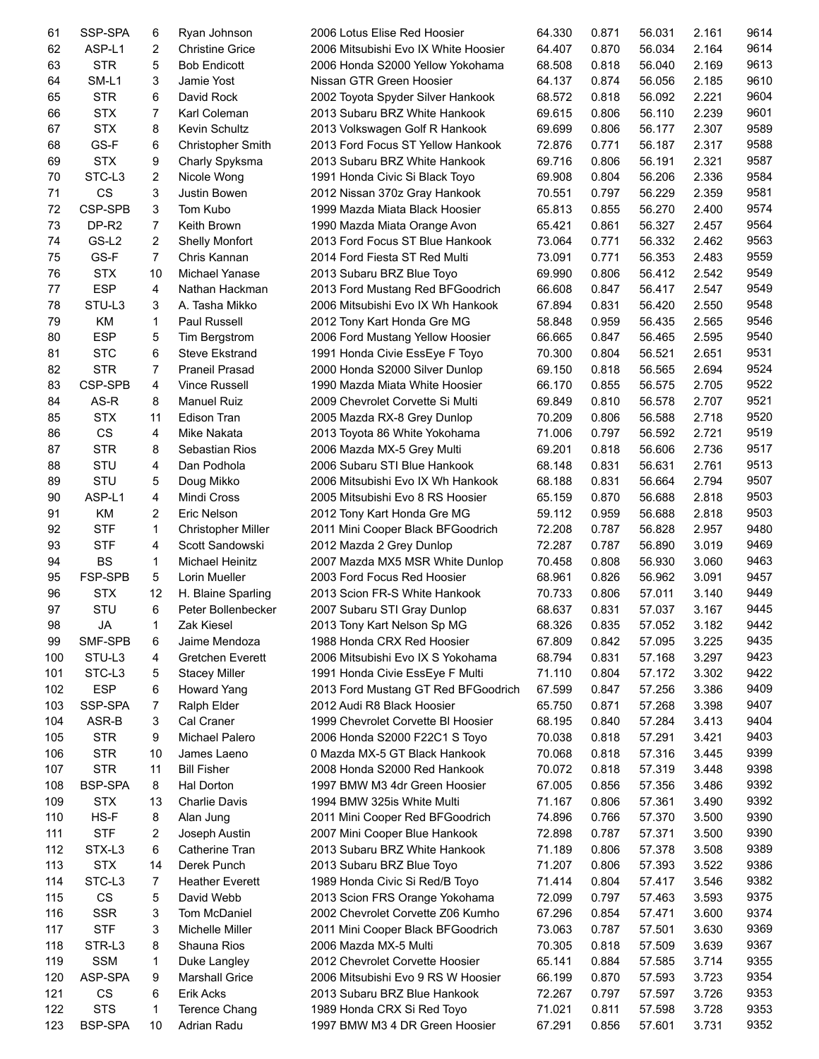| | | | | | | | | | |
|---|---|---|---|---|---|---|---|---|---|
| 61 | SSP-SPA | 6 | Ryan Johnson | 2006 Lotus Elise Red Hoosier | 64.330 | 0.871 | 56.031 | 2.161 | 9614 |
| 62 | ASP-L1 | 2 | Christine Grice | 2006 Mitsubishi Evo IX White Hoosier | 64.407 | 0.870 | 56.034 | 2.164 | 9614 |
| 63 | STR | 5 | Bob Endicott | 2006 Honda S2000 Yellow Yokohama | 68.508 | 0.818 | 56.040 | 2.169 | 9613 |
| 64 | SM-L1 | 3 | Jamie Yost | Nissan GTR Green Hoosier | 64.137 | 0.874 | 56.056 | 2.185 | 9610 |
| 65 | STR | 6 | David Rock | 2002 Toyota Spyder Silver Hankook | 68.572 | 0.818 | 56.092 | 2.221 | 9604 |
| 66 | STX | 7 | Karl Coleman | 2013 Subaru BRZ White Hankook | 69.615 | 0.806 | 56.110 | 2.239 | 9601 |
| 67 | STX | 8 | Kevin Schultz | 2013 Volkswagen Golf R Hankook | 69.699 | 0.806 | 56.177 | 2.307 | 9589 |
| 68 | GS-F | 6 | Christopher Smith | 2013 Ford Focus ST Yellow Hankook | 72.876 | 0.771 | 56.187 | 2.317 | 9588 |
| 69 | STX | 9 | Charly Spyksma | 2013 Subaru BRZ White Hankook | 69.716 | 0.806 | 56.191 | 2.321 | 9587 |
| 70 | STC-L3 | 2 | Nicole Wong | 1991 Honda Civic Si Black Toyo | 69.908 | 0.804 | 56.206 | 2.336 | 9584 |
| 71 | CS | 3 | Justin Bowen | 2012 Nissan 370z Gray Hankook | 70.551 | 0.797 | 56.229 | 2.359 | 9581 |
| 72 | CSP-SPB | 3 | Tom Kubo | 1999 Mazda Miata Black Hoosier | 65.813 | 0.855 | 56.270 | 2.400 | 9574 |
| 73 | DP-R2 | 7 | Keith Brown | 1990 Mazda Miata Orange Avon | 65.421 | 0.861 | 56.327 | 2.457 | 9564 |
| 74 | GS-L2 | 2 | Shelly Monfort | 2013 Ford Focus ST Blue Hankook | 73.064 | 0.771 | 56.332 | 2.462 | 9563 |
| 75 | GS-F | 7 | Chris Kannan | 2014 Ford Fiesta ST Red Multi | 73.091 | 0.771 | 56.353 | 2.483 | 9559 |
| 76 | STX | 10 | Michael Yanase | 2013 Subaru BRZ Blue Toyo | 69.990 | 0.806 | 56.412 | 2.542 | 9549 |
| 77 | ESP | 4 | Nathan Hackman | 2013 Ford Mustang Red BFGoodrich | 66.608 | 0.847 | 56.417 | 2.547 | 9549 |
| 78 | STU-L3 | 3 | A. Tasha Mikko | 2006 Mitsubishi Evo IX Wh Hankook | 67.894 | 0.831 | 56.420 | 2.550 | 9548 |
| 79 | KM | 1 | Paul Russell | 2012 Tony Kart Honda Gre MG | 58.848 | 0.959 | 56.435 | 2.565 | 9546 |
| 80 | ESP | 5 | Tim Bergstrom | 2006 Ford Mustang Yellow Hoosier | 66.665 | 0.847 | 56.465 | 2.595 | 9540 |
| 81 | STC | 6 | Steve Ekstrand | 1991 Honda Civie EssEye F Toyo | 70.300 | 0.804 | 56.521 | 2.651 | 9531 |
| 82 | STR | 7 | Praneil Prasad | 2000 Honda S2000 Silver Dunlop | 69.150 | 0.818 | 56.565 | 2.694 | 9524 |
| 83 | CSP-SPB | 4 | Vince Russell | 1990 Mazda Miata White Hoosier | 66.170 | 0.855 | 56.575 | 2.705 | 9522 |
| 84 | AS-R | 8 | Manuel Ruiz | 2009 Chevrolet Corvette Si Multi | 69.849 | 0.810 | 56.578 | 2.707 | 9521 |
| 85 | STX | 11 | Edison Tran | 2005 Mazda RX-8 Grey Dunlop | 70.209 | 0.806 | 56.588 | 2.718 | 9520 |
| 86 | CS | 4 | Mike Nakata | 2013 Toyota 86 White Yokohama | 71.006 | 0.797 | 56.592 | 2.721 | 9519 |
| 87 | STR | 8 | Sebastian Rios | 2006 Mazda MX-5 Grey Multi | 69.201 | 0.818 | 56.606 | 2.736 | 9517 |
| 88 | STU | 4 | Dan Podhola | 2006 Subaru STI Blue Hankook | 68.148 | 0.831 | 56.631 | 2.761 | 9513 |
| 89 | STU | 5 | Doug Mikko | 2006 Mitsubishi Evo IX Wh Hankook | 68.188 | 0.831 | 56.664 | 2.794 | 9507 |
| 90 | ASP-L1 | 4 | Mindi Cross | 2005 Mitsubishi Evo 8 RS Hoosier | 65.159 | 0.870 | 56.688 | 2.818 | 9503 |
| 91 | KM | 2 | Eric Nelson | 2012 Tony Kart Honda Gre MG | 59.112 | 0.959 | 56.688 | 2.818 | 9503 |
| 92 | STF | 1 | Christopher Miller | 2011 Mini Cooper Black BFGoodrich | 72.208 | 0.787 | 56.828 | 2.957 | 9480 |
| 93 | STF | 4 | Scott Sandowski | 2012 Mazda 2 Grey Dunlop | 72.287 | 0.787 | 56.890 | 3.019 | 9469 |
| 94 | BS | 1 | Michael Heinitz | 2007 Mazda MX5 MSR White Dunlop | 70.458 | 0.808 | 56.930 | 3.060 | 9463 |
| 95 | FSP-SPB | 5 | Lorin Mueller | 2003 Ford Focus Red Hoosier | 68.961 | 0.826 | 56.962 | 3.091 | 9457 |
| 96 | STX | 12 | H. Blaine Sparling | 2013 Scion FR-S White Hankook | 70.733 | 0.806 | 57.011 | 3.140 | 9449 |
| 97 | STU | 6 | Peter Bollenbecker | 2007 Subaru STI Gray Dunlop | 68.637 | 0.831 | 57.037 | 3.167 | 9445 |
| 98 | JA | 1 | Zak Kiesel | 2013 Tony Kart Nelson Sp MG | 68.326 | 0.835 | 57.052 | 3.182 | 9442 |
| 99 | SMF-SPB | 6 | Jaime Mendoza | 1988 Honda CRX Red Hoosier | 67.809 | 0.842 | 57.095 | 3.225 | 9435 |
| 100 | STU-L3 | 4 | Gretchen Everett | 2006 Mitsubishi Evo IX S Yokohama | 68.794 | 0.831 | 57.168 | 3.297 | 9423 |
| 101 | STC-L3 | 5 | Stacey Miller | 1991 Honda Civie EssEye F Multi | 71.110 | 0.804 | 57.172 | 3.302 | 9422 |
| 102 | ESP | 6 | Howard Yang | 2013 Ford Mustang GT Red BFGoodrich | 67.599 | 0.847 | 57.256 | 3.386 | 9409 |
| 103 | SSP-SPA | 7 | Ralph Elder | 2012 Audi R8 Black Hoosier | 65.750 | 0.871 | 57.268 | 3.398 | 9407 |
| 104 | ASR-B | 3 | Cal Craner | 1999 Chevrolet Corvette Bl Hoosier | 68.195 | 0.840 | 57.284 | 3.413 | 9404 |
| 105 | STR | 9 | Michael Palero | 2006 Honda S2000 F22C1 S Toyo | 70.038 | 0.818 | 57.291 | 3.421 | 9403 |
| 106 | STR | 10 | James Laeno | 0 Mazda MX-5 GT Black Hankook | 70.068 | 0.818 | 57.316 | 3.445 | 9399 |
| 107 | STR | 11 | Bill Fisher | 2008 Honda S2000 Red Hankook | 70.072 | 0.818 | 57.319 | 3.448 | 9398 |
| 108 | BSP-SPA | 8 | Hal Dorton | 1997 BMW M3 4dr Green Hoosier | 67.005 | 0.856 | 57.356 | 3.486 | 9392 |
| 109 | STX | 13 | Charlie Davis | 1994 BMW 325is White Multi | 71.167 | 0.806 | 57.361 | 3.490 | 9392 |
| 110 | HS-F | 8 | Alan Jung | 2011 Mini Cooper Red BFGoodrich | 74.896 | 0.766 | 57.370 | 3.500 | 9390 |
| 111 | STF | 2 | Joseph Austin | 2007 Mini Cooper Blue Hankook | 72.898 | 0.787 | 57.371 | 3.500 | 9390 |
| 112 | STX-L3 | 6 | Catherine Tran | 2013 Subaru BRZ White Hankook | 71.189 | 0.806 | 57.378 | 3.508 | 9389 |
| 113 | STX | 14 | Derek Punch | 2013 Subaru BRZ Blue Toyo | 71.207 | 0.806 | 57.393 | 3.522 | 9386 |
| 114 | STC-L3 | 7 | Heather Everett | 1989 Honda Civic Si Red/B Toyo | 71.414 | 0.804 | 57.417 | 3.546 | 9382 |
| 115 | CS | 5 | David Webb | 2013 Scion FRS Orange Yokohama | 72.099 | 0.797 | 57.463 | 3.593 | 9375 |
| 116 | SSR | 3 | Tom McDaniel | 2002 Chevrolet Corvette Z06 Kumho | 67.296 | 0.854 | 57.471 | 3.600 | 9374 |
| 117 | STF | 3 | Michelle Miller | 2011 Mini Cooper Black BFGoodrich | 73.063 | 0.787 | 57.501 | 3.630 | 9369 |
| 118 | STR-L3 | 8 | Shauna Rios | 2006 Mazda MX-5 Multi | 70.305 | 0.818 | 57.509 | 3.639 | 9367 |
| 119 | SSM | 1 | Duke Langley | 2012 Chevrolet Corvette Hoosier | 65.141 | 0.884 | 57.585 | 3.714 | 9355 |
| 120 | ASP-SPA | 9 | Marshall Grice | 2006 Mitsubishi Evo 9 RS W Hoosier | 66.199 | 0.870 | 57.593 | 3.723 | 9354 |
| 121 | CS | 6 | Erik Acks | 2013 Subaru BRZ Blue Hankook | 72.267 | 0.797 | 57.597 | 3.726 | 9353 |
| 122 | STS | 1 | Terence Chang | 1989 Honda CRX Si Red Toyo | 71.021 | 0.811 | 57.598 | 3.728 | 9353 |
| 123 | BSP-SPA | 10 | Adrian Radu | 1997 BMW M3 4 DR Green Hoosier | 67.291 | 0.856 | 57.601 | 3.731 | 9352 |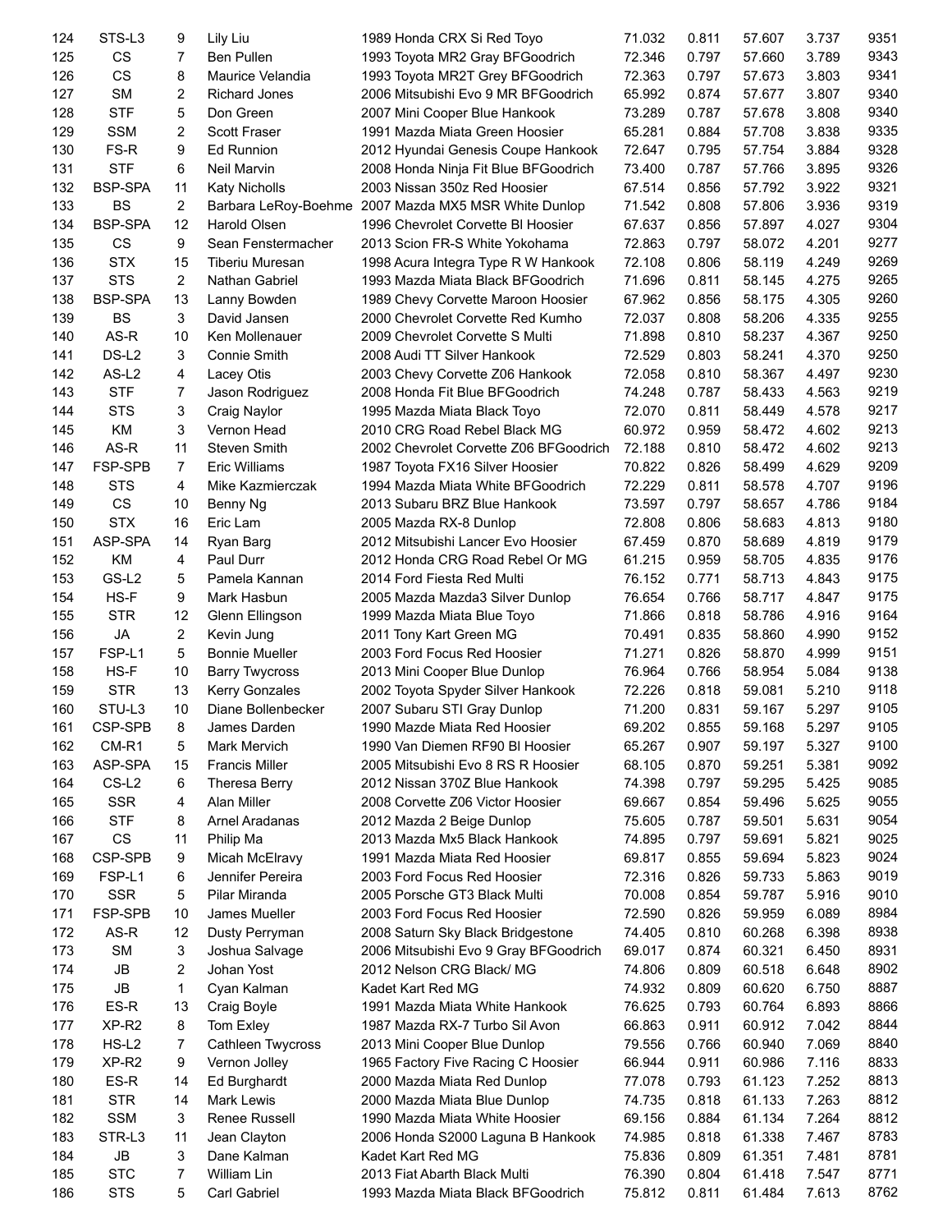| 124 | STS-L3 | 9 | Lily Liu | 1989 Honda CRX Si Red Toyo | 71.032 | 0.811 | 57.607 | 3.737 | 9351 |
|---|---|---|---|---|---|---|---|---|---|
| 125 | CS | 7 | Ben Pullen | 1993 Toyota MR2 Gray BFGoodrich | 72.346 | 0.797 | 57.660 | 3.789 | 9343 |
| 126 | CS | 8 | Maurice Velandia | 1993 Toyota MR2T Grey BFGoodrich | 72.363 | 0.797 | 57.673 | 3.803 | 9341 |
| 127 | SM | 2 | Richard Jones | 2006 Mitsubishi Evo 9 MR BFGoodrich | 65.992 | 0.874 | 57.677 | 3.807 | 9340 |
| 128 | STF | 5 | Don Green | 2007 Mini Cooper Blue Hankook | 73.289 | 0.787 | 57.678 | 3.808 | 9340 |
| 129 | SSM | 2 | Scott Fraser | 1991 Mazda Miata Green Hoosier | 65.281 | 0.884 | 57.708 | 3.838 | 9335 |
| 130 | FS-R | 9 | Ed Runnion | 2012 Hyundai Genesis Coupe Hankook | 72.647 | 0.795 | 57.754 | 3.884 | 9328 |
| 131 | STF | 6 | Neil Marvin | 2008 Honda Ninja Fit Blue BFGoodrich | 73.400 | 0.787 | 57.766 | 3.895 | 9326 |
| 132 | BSP-SPA | 11 | Katy Nicholls | 2003 Nissan 350z Red Hoosier | 67.514 | 0.856 | 57.792 | 3.922 | 9321 |
| 133 | BS | 2 | Barbara LeRoy-Boehme | 2007 Mazda MX5 MSR White Dunlop | 71.542 | 0.808 | 57.806 | 3.936 | 9319 |
| 134 | BSP-SPA | 12 | Harold Olsen | 1996 Chevrolet Corvette Bl Hoosier | 67.637 | 0.856 | 57.897 | 4.027 | 9304 |
| 135 | CS | 9 | Sean Fenstermacher | 2013 Scion FR-S White Yokohama | 72.863 | 0.797 | 58.072 | 4.201 | 9277 |
| 136 | STX | 15 | Tiberiu Muresan | 1998 Acura Integra Type R W Hankook | 72.108 | 0.806 | 58.119 | 4.249 | 9269 |
| 137 | STS | 2 | Nathan Gabriel | 1993 Mazda Miata Black BFGoodrich | 71.696 | 0.811 | 58.145 | 4.275 | 9265 |
| 138 | BSP-SPA | 13 | Lanny Bowden | 1989 Chevy Corvette Maroon Hoosier | 67.962 | 0.856 | 58.175 | 4.305 | 9260 |
| 139 | BS | 3 | David Jansen | 2000 Chevrolet Corvette Red Kumho | 72.037 | 0.808 | 58.206 | 4.335 | 9255 |
| 140 | AS-R | 10 | Ken Mollenauer | 2009 Chevrolet Corvette S Multi | 71.898 | 0.810 | 58.237 | 4.367 | 9250 |
| 141 | DS-L2 | 3 | Connie Smith | 2008 Audi TT Silver Hankook | 72.529 | 0.803 | 58.241 | 4.370 | 9250 |
| 142 | AS-L2 | 4 | Lacey Otis | 2003 Chevy Corvette Z06 Hankook | 72.058 | 0.810 | 58.367 | 4.497 | 9230 |
| 143 | STF | 7 | Jason Rodriguez | 2008 Honda Fit Blue BFGoodrich | 74.248 | 0.787 | 58.433 | 4.563 | 9219 |
| 144 | STS | 3 | Craig Naylor | 1995 Mazda Miata Black Toyo | 72.070 | 0.811 | 58.449 | 4.578 | 9217 |
| 145 | KM | 3 | Vernon Head | 2010 CRG Road Rebel Black MG | 60.972 | 0.959 | 58.472 | 4.602 | 9213 |
| 146 | AS-R | 11 | Steven Smith | 2002 Chevrolet Corvette Z06 BFGoodrich | 72.188 | 0.810 | 58.472 | 4.602 | 9213 |
| 147 | FSP-SPB | 7 | Eric Williams | 1987 Toyota FX16 Silver Hoosier | 70.822 | 0.826 | 58.499 | 4.629 | 9209 |
| 148 | STS | 4 | Mike Kazmierczak | 1994 Mazda Miata White BFGoodrich | 72.229 | 0.811 | 58.578 | 4.707 | 9196 |
| 149 | CS | 10 | Benny Ng | 2013 Subaru BRZ Blue Hankook | 73.597 | 0.797 | 58.657 | 4.786 | 9184 |
| 150 | STX | 16 | Eric Lam | 2005 Mazda RX-8 Dunlop | 72.808 | 0.806 | 58.683 | 4.813 | 9180 |
| 151 | ASP-SPA | 14 | Ryan Barg | 2012 Mitsubishi Lancer Evo Hoosier | 67.459 | 0.870 | 58.689 | 4.819 | 9179 |
| 152 | KM | 4 | Paul Durr | 2012 Honda CRG Road Rebel Or MG | 61.215 | 0.959 | 58.705 | 4.835 | 9176 |
| 153 | GS-L2 | 5 | Pamela Kannan | 2014 Ford Fiesta Red Multi | 76.152 | 0.771 | 58.713 | 4.843 | 9175 |
| 154 | HS-F | 9 | Mark Hasbun | 2005 Mazda Mazda3 Silver Dunlop | 76.654 | 0.766 | 58.717 | 4.847 | 9175 |
| 155 | STR | 12 | Glenn Ellingson | 1999 Mazda Miata Blue Toyo | 71.866 | 0.818 | 58.786 | 4.916 | 9164 |
| 156 | JA | 2 | Kevin Jung | 2011 Tony Kart Green MG | 70.491 | 0.835 | 58.860 | 4.990 | 9152 |
| 157 | FSP-L1 | 5 | Bonnie Mueller | 2003 Ford Focus Red Hoosier | 71.271 | 0.826 | 58.870 | 4.999 | 9151 |
| 158 | HS-F | 10 | Barry Twycross | 2013 Mini Cooper Blue Dunlop | 76.964 | 0.766 | 58.954 | 5.084 | 9138 |
| 159 | STR | 13 | Kerry Gonzales | 2002 Toyota Spyder Silver Hankook | 72.226 | 0.818 | 59.081 | 5.210 | 9118 |
| 160 | STU-L3 | 10 | Diane Bollenbecker | 2007 Subaru STI Gray Dunlop | 71.200 | 0.831 | 59.167 | 5.297 | 9105 |
| 161 | CSP-SPB | 8 | James Darden | 1990 Mazde Miata Red Hoosier | 69.202 | 0.855 | 59.168 | 5.297 | 9105 |
| 162 | CM-R1 | 5 | Mark Mervich | 1990 Van Diemen RF90 Bl Hoosier | 65.267 | 0.907 | 59.197 | 5.327 | 9100 |
| 163 | ASP-SPA | 15 | Francis Miller | 2005 Mitsubishi Evo 8 RS R Hoosier | 68.105 | 0.870 | 59.251 | 5.381 | 9092 |
| 164 | CS-L2 | 6 | Theresa Berry | 2012 Nissan 370Z Blue Hankook | 74.398 | 0.797 | 59.295 | 5.425 | 9085 |
| 165 | SSR | 4 | Alan Miller | 2008 Corvette Z06 Victor Hoosier | 69.667 | 0.854 | 59.496 | 5.625 | 9055 |
| 166 | STF | 8 | Arnel Aradanas | 2012 Mazda 2 Beige Dunlop | 75.605 | 0.787 | 59.501 | 5.631 | 9054 |
| 167 | CS | 11 | Philip Ma | 2013 Mazda Mx5 Black Hankook | 74.895 | 0.797 | 59.691 | 5.821 | 9025 |
| 168 | CSP-SPB | 9 | Micah McElravy | 1991 Mazda Miata Red Hoosier | 69.817 | 0.855 | 59.694 | 5.823 | 9024 |
| 169 | FSP-L1 | 6 | Jennifer Pereira | 2003 Ford Focus Red Hoosier | 72.316 | 0.826 | 59.733 | 5.863 | 9019 |
| 170 | SSR | 5 | Pilar Miranda | 2005 Porsche GT3 Black Multi | 70.008 | 0.854 | 59.787 | 5.916 | 9010 |
| 171 | FSP-SPB | 10 | James Mueller | 2003 Ford Focus Red Hoosier | 72.590 | 0.826 | 59.959 | 6.089 | 8984 |
| 172 | AS-R | 12 | Dusty Perryman | 2008 Saturn Sky Black Bridgestone | 74.405 | 0.810 | 60.268 | 6.398 | 8938 |
| 173 | SM | 3 | Joshua Salvage | 2006 Mitsubishi Evo 9 Gray BFGoodrich | 69.017 | 0.874 | 60.321 | 6.450 | 8931 |
| 174 | JB | 2 | Johan Yost | 2012 Nelson CRG Black/ MG | 74.806 | 0.809 | 60.518 | 6.648 | 8902 |
| 175 | JB | 1 | Cyan Kalman | Kadet Kart Red MG | 74.932 | 0.809 | 60.620 | 6.750 | 8887 |
| 176 | ES-R | 13 | Craig Boyle | 1991 Mazda Miata White Hankook | 76.625 | 0.793 | 60.764 | 6.893 | 8866 |
| 177 | XP-R2 | 8 | Tom Exley | 1987 Mazda RX-7 Turbo Sil Avon | 66.863 | 0.911 | 60.912 | 7.042 | 8844 |
| 178 | HS-L2 | 7 | Cathleen Twycross | 2013 Mini Cooper Blue Dunlop | 79.556 | 0.766 | 60.940 | 7.069 | 8840 |
| 179 | XP-R2 | 9 | Vernon Jolley | 1965 Factory Five Racing C Hoosier | 66.944 | 0.911 | 60.986 | 7.116 | 8833 |
| 180 | ES-R | 14 | Ed Burghardt | 2000 Mazda Miata Red Dunlop | 77.078 | 0.793 | 61.123 | 7.252 | 8813 |
| 181 | STR | 14 | Mark Lewis | 2000 Mazda Miata Blue Dunlop | 74.735 | 0.818 | 61.133 | 7.263 | 8812 |
| 182 | SSM | 3 | Renee Russell | 1990 Mazda Miata White Hoosier | 69.156 | 0.884 | 61.134 | 7.264 | 8812 |
| 183 | STR-L3 | 11 | Jean Clayton | 2006 Honda S2000 Laguna B Hankook | 74.985 | 0.818 | 61.338 | 7.467 | 8783 |
| 184 | JB | 3 | Dane Kalman | Kadet Kart Red MG | 75.836 | 0.809 | 61.351 | 7.481 | 8781 |
| 185 | STC | 7 | William Lin | 2013 Fiat Abarth Black Multi | 76.390 | 0.804 | 61.418 | 7.547 | 8771 |
| 186 | STS | 5 | Carl Gabriel | 1993 Mazda Miata Black BFGoodrich | 75.812 | 0.811 | 61.484 | 7.613 | 8762 |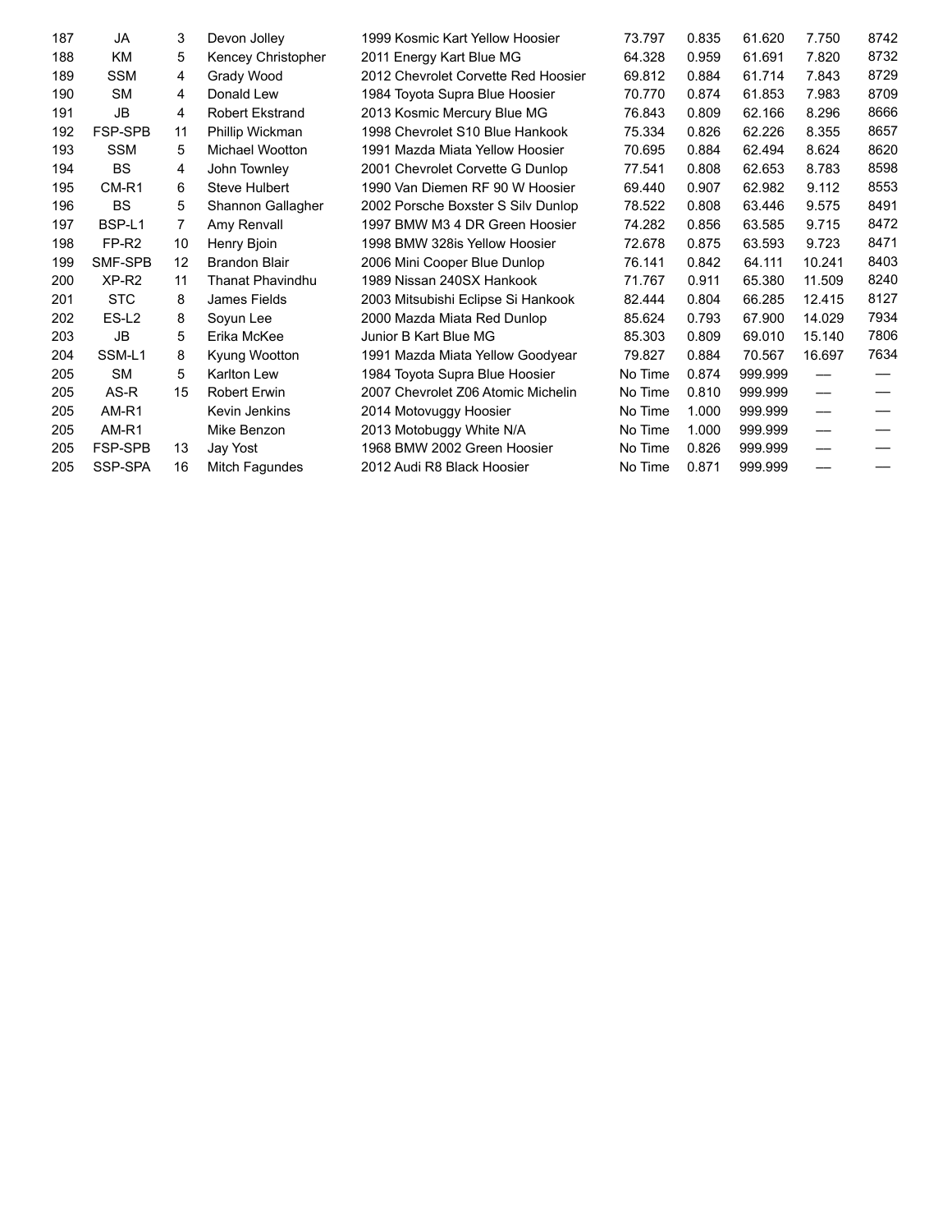| | | | | | | | | | |
|---|---|---|---|---|---|---|---|---|---|
| 187 | JA | 3 | Devon Jolley | 1999 Kosmic Kart Yellow Hoosier | 73.797 | 0.835 | 61.620 | 7.750 | 8742 |
| 188 | KM | 5 | Kencey Christopher | 2011 Energy Kart Blue MG | 64.328 | 0.959 | 61.691 | 7.820 | 8732 |
| 189 | SSM | 4 | Grady Wood | 2012 Chevrolet Corvette Red Hoosier | 69.812 | 0.884 | 61.714 | 7.843 | 8729 |
| 190 | SM | 4 | Donald Lew | 1984 Toyota Supra Blue Hoosier | 70.770 | 0.874 | 61.853 | 7.983 | 8709 |
| 191 | JB | 4 | Robert Ekstrand | 2013 Kosmic Mercury Blue MG | 76.843 | 0.809 | 62.166 | 8.296 | 8666 |
| 192 | FSP-SPB | 11 | Phillip Wickman | 1998 Chevrolet S10 Blue Hankook | 75.334 | 0.826 | 62.226 | 8.355 | 8657 |
| 193 | SSM | 5 | Michael Wootton | 1991 Mazda Miata Yellow Hoosier | 70.695 | 0.884 | 62.494 | 8.624 | 8620 |
| 194 | BS | 4 | John Townley | 2001 Chevrolet Corvette G Dunlop | 77.541 | 0.808 | 62.653 | 8.783 | 8598 |
| 195 | CM-R1 | 6 | Steve Hulbert | 1990 Van Diemen RF 90 W Hoosier | 69.440 | 0.907 | 62.982 | 9.112 | 8553 |
| 196 | BS | 5 | Shannon Gallagher | 2002 Porsche Boxster S Silv Dunlop | 78.522 | 0.808 | 63.446 | 9.575 | 8491 |
| 197 | BSP-L1 | 7 | Amy Renvall | 1997 BMW M3 4 DR Green Hoosier | 74.282 | 0.856 | 63.585 | 9.715 | 8472 |
| 198 | FP-R2 | 10 | Henry Bjoin | 1998 BMW 328is Yellow Hoosier | 72.678 | 0.875 | 63.593 | 9.723 | 8471 |
| 199 | SMF-SPB | 12 | Brandon Blair | 2006 Mini Cooper Blue Dunlop | 76.141 | 0.842 | 64.111 | 10.241 | 8403 |
| 200 | XP-R2 | 11 | Thanat Phavindhu | 1989 Nissan 240SX Hankook | 71.767 | 0.911 | 65.380 | 11.509 | 8240 |
| 201 | STC | 8 | James Fields | 2003 Mitsubishi Eclipse Si Hankook | 82.444 | 0.804 | 66.285 | 12.415 | 8127 |
| 202 | ES-L2 | 8 | Soyun Lee | 2000 Mazda Miata Red Dunlop | 85.624 | 0.793 | 67.900 | 14.029 | 7934 |
| 203 | JB | 5 | Erika McKee | Junior B Kart Blue MG | 85.303 | 0.809 | 69.010 | 15.140 | 7806 |
| 204 | SSM-L1 | 8 | Kyung Wootton | 1991 Mazda Miata Yellow Goodyear | 79.827 | 0.884 | 70.567 | 16.697 | 7634 |
| 205 | SM | 5 | Karlton Lew | 1984 Toyota Supra Blue Hoosier | No Time | 0.874 | 999.999 | — | — |
| 205 | AS-R | 15 | Robert Erwin | 2007 Chevrolet Z06 Atomic Michelin | No Time | 0.810 | 999.999 | — | — |
| 205 | AM-R1 | | Kevin Jenkins | 2014 Motovuggy Hoosier | No Time | 1.000 | 999.999 | — | — |
| 205 | AM-R1 | | Mike Benzon | 2013 Motobuggy White N/A | No Time | 1.000 | 999.999 | — | — |
| 205 | FSP-SPB | 13 | Jay Yost | 1968 BMW 2002 Green Hoosier | No Time | 0.826 | 999.999 | — | — |
| 205 | SSP-SPA | 16 | Mitch Fagundes | 2012 Audi R8 Black Hoosier | No Time | 0.871 | 999.999 | — | — |